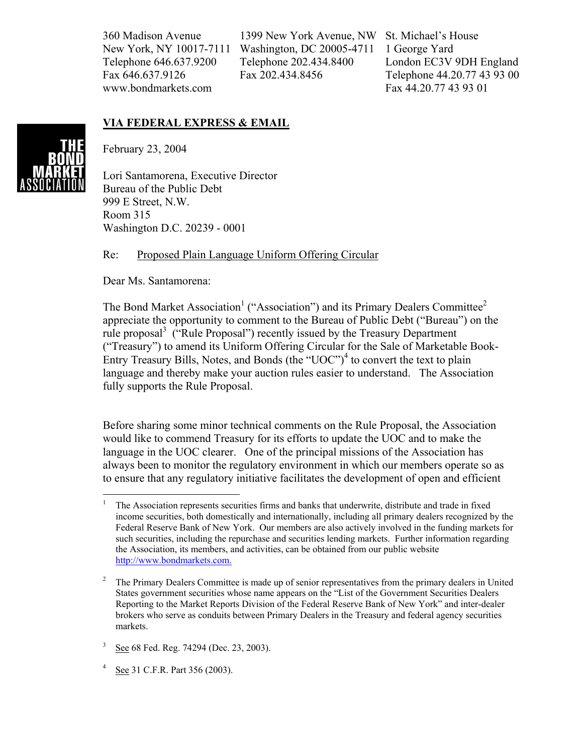360 Madison Avenue
New York, NY 10017-7111
Telephone 646.637.9200
Fax 646.637.9126
www.bondmarkets.com

1399 New York Avenue, NW
Washington, DC 20005-4711
Telephone 202.434.8400
Fax 202.434.8456

St. Michael's House
1 George Yard
London EC3V 9DH England
Telephone 44.20.77 43 93 00
Fax 44.20.77 43 93 01

THE BOND MARKET ASSOCIATION

**VIA FEDERAL EXPRESS & EMAIL**

February 23, 2004

Lori Santamorena, Executive Director
Bureau of the Public Debt
999 E Street, N.W.
Room 315
Washington D.C. 20239 - 0001

Re: Proposed Plain Language Uniform Offering Circular

Dear Ms. Santamorena:

The Bond Market Association[1] ("Association") and its Primary Dealers Committee[2] appreciate the opportunity to comment to the Bureau of Public Debt ("Bureau") on the rule proposal[3] ("Rule Proposal") recently issued by the Treasury Department ("Treasury") to amend its Uniform Offering Circular for the Sale of Marketable Book-Entry Treasury Bills, Notes, and Bonds (the "UOC")[4] to convert the text to plain language and thereby make your auction rules easier to understand. The Association fully supports the Rule Proposal.

Before sharing some minor technical comments on the Rule Proposal, the Association would like to commend Treasury for its efforts to update the UOC and to make the language in the UOC clearer. One of the principal missions of the Association has always been to monitor the regulatory environment in which our members operate so as to ensure that any regulatory initiative facilitates the development of open and efficient

---

1 The Association represents securities firms and banks that underwrite, distribute and trade in fixed income securities, both domestically and internationally, including all primary dealers recognized by the Federal Reserve Bank of New York. Our members are also actively involved in the funding markets for such securities, including the repurchase and securities lending markets. Further information regarding the Association, its members, and activities, can be obtained from our public website http://www.bondmarkets.com.

2 The Primary Dealers Committee is made up of senior representatives from the primary dealers in United States government securities whose name appears on the "List of the Government Securities Dealers Reporting to the Market Reports Division of the Federal Reserve Bank of New York" and inter-dealer brokers who serve as conduits between Primary Dealers in the Treasury and federal agency securities markets.

3 See 68 Fed. Reg. 74294 (Dec. 23, 2003).

4 See 31 C.F.R. Part 356 (2003).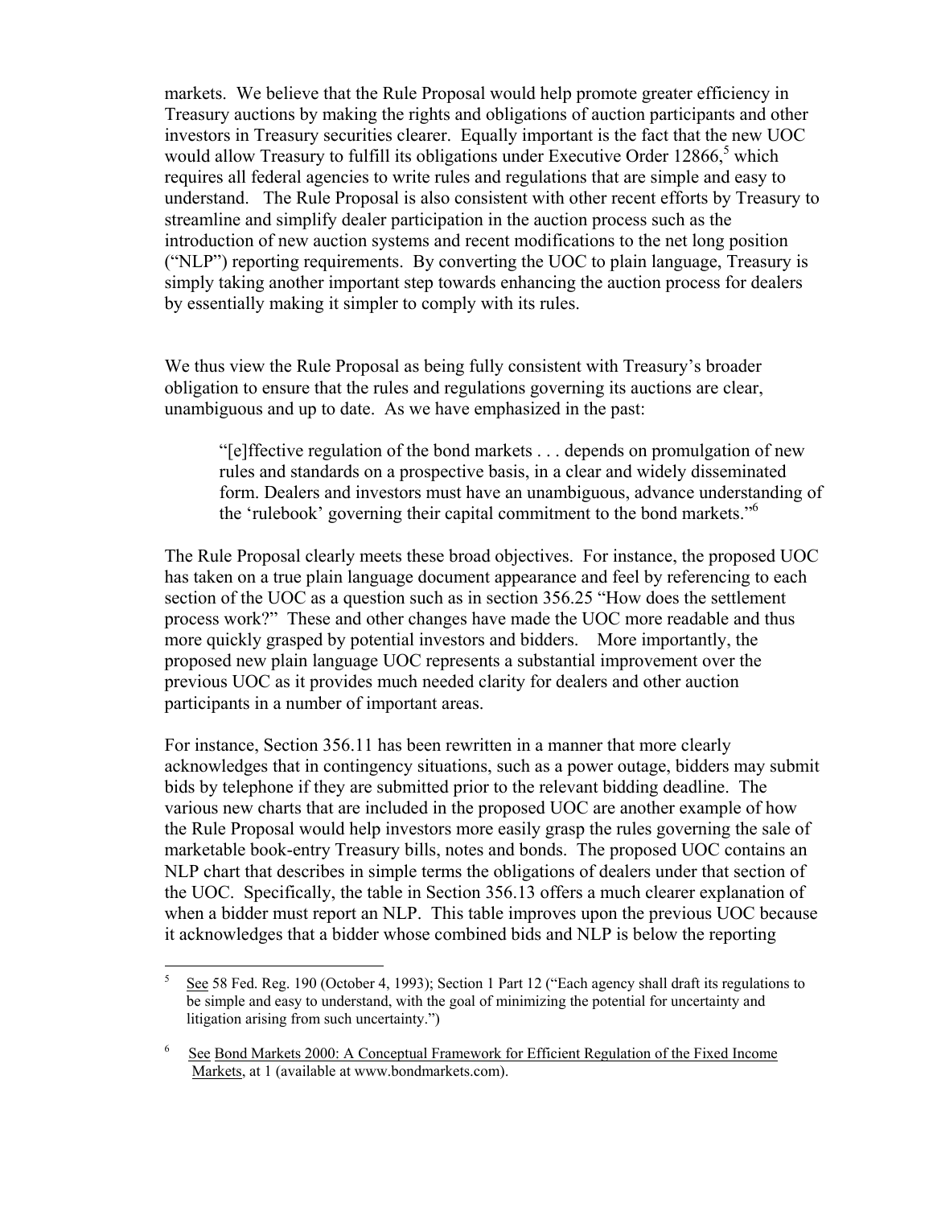markets. We believe that the Rule Proposal would help promote greater efficiency in Treasury auctions by making the rights and obligations of auction participants and other investors in Treasury securities clearer. Equally important is the fact that the new UOC would allow Treasury to fulfill its obligations under Executive Order 12866,[5] which requires all federal agencies to write rules and regulations that are simple and easy to understand. The Rule Proposal is also consistent with other recent efforts by Treasury to streamline and simplify dealer participation in the auction process such as the introduction of new auction systems and recent modifications to the net long position ("NLP") reporting requirements. By converting the UOC to plain language, Treasury is simply taking another important step towards enhancing the auction process for dealers by essentially making it simpler to comply with its rules.

We thus view the Rule Proposal as being fully consistent with Treasury's broader obligation to ensure that the rules and regulations governing its auctions are clear, unambiguous and up to date. As we have emphasized in the past:

> "[e]ffective regulation of the bond markets . . . depends on promulgation of new rules and standards on a prospective basis, in a clear and widely disseminated form. Dealers and investors must have an unambiguous, advance understanding of the 'rulebook' governing their capital commitment to the bond markets."[6]

The Rule Proposal clearly meets these broad objectives. For instance, the proposed UOC has taken on a true plain language document appearance and feel by referencing to each section of the UOC as a question such as in section 356.25 "How does the settlement process work?" These and other changes have made the UOC more readable and thus more quickly grasped by potential investors and bidders. More importantly, the proposed new plain language UOC represents a substantial improvement over the previous UOC as it provides much needed clarity for dealers and other auction participants in a number of important areas.

For instance, Section 356.11 has been rewritten in a manner that more clearly acknowledges that in contingency situations, such as a power outage, bidders may submit bids by telephone if they are submitted prior to the relevant bidding deadline. The various new charts that are included in the proposed UOC are another example of how the Rule Proposal would help investors more easily grasp the rules governing the sale of marketable book-entry Treasury bills, notes and bonds. The proposed UOC contains an NLP chart that describes in simple terms the obligations of dealers under that section of the UOC. Specifically, the table in Section 356.13 offers a much clearer explanation of when a bidder must report an NLP. This table improves upon the previous UOC because it acknowledges that a bidder whose combined bids and NLP is below the reporting

---

[5] See 58 Fed. Reg. 190 (October 4, 1993); Section 1 Part 12 ("Each agency shall draft its regulations to be simple and easy to understand, with the goal of minimizing the potential for uncertainty and litigation arising from such uncertainty.")

[6] See Bond Markets 2000: A Conceptual Framework for Efficient Regulation of the Fixed Income Markets, at 1 (available at www.bondmarkets.com).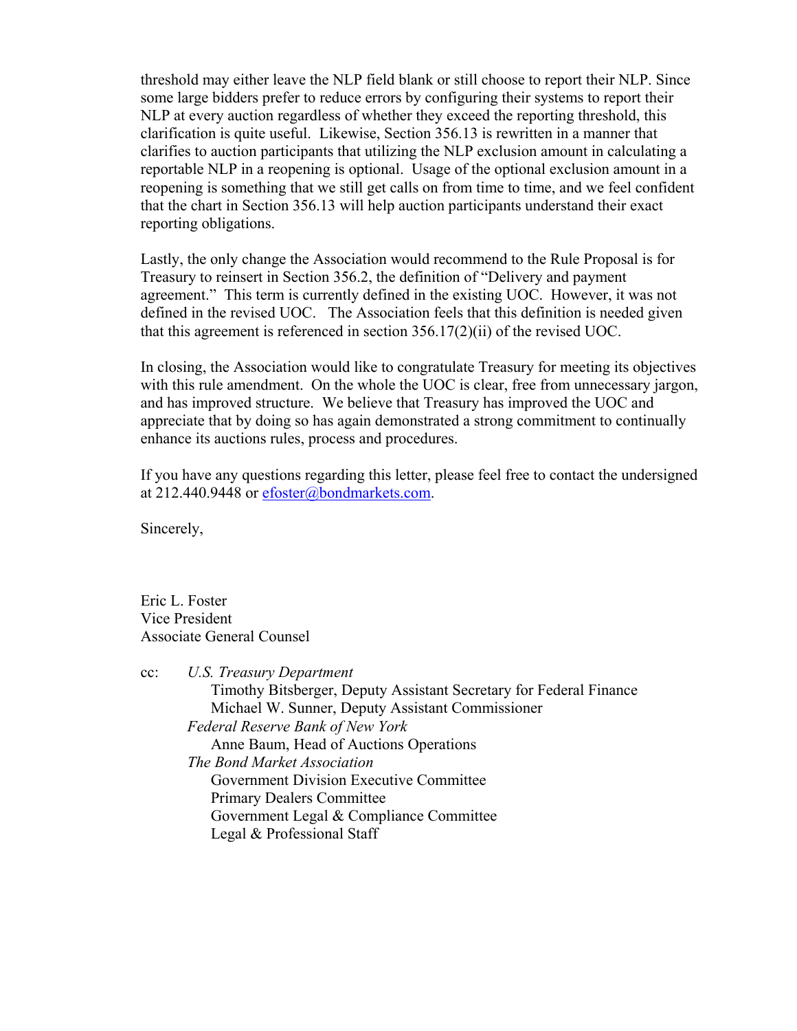threshold may either leave the NLP field blank or still choose to report their NLP. Since some large bidders prefer to reduce errors by configuring their systems to report their NLP at every auction regardless of whether they exceed the reporting threshold, this clarification is quite useful. Likewise, Section 356.13 is rewritten in a manner that clarifies to auction participants that utilizing the NLP exclusion amount in calculating a reportable NLP in a reopening is optional. Usage of the optional exclusion amount in a reopening is something that we still get calls on from time to time, and we feel confident that the chart in Section 356.13 will help auction participants understand their exact reporting obligations.

Lastly, the only change the Association would recommend to the Rule Proposal is for Treasury to reinsert in Section 356.2, the definition of "Delivery and payment agreement." This term is currently defined in the existing UOC. However, it was not defined in the revised UOC. The Association feels that this definition is needed given that this agreement is referenced in section 356.17(2)(ii) of the revised UOC.

In closing, the Association would like to congratulate Treasury for meeting its objectives with this rule amendment. On the whole the UOC is clear, free from unnecessary jargon, and has improved structure. We believe that Treasury has improved the UOC and appreciate that by doing so has again demonstrated a strong commitment to continually enhance its auctions rules, process and procedures.

If you have any questions regarding this letter, please feel free to contact the undersigned at 212.440.9448 or efoster@bondmarkets.com.

Sincerely,

Eric L. Foster  
Vice President  
Associate General Counsel

cc: *U.S. Treasury Department*  
Timothy Bitsberger, Deputy Assistant Secretary for Federal Finance  
Michael W. Sunner, Deputy Assistant Commissioner  
*Federal Reserve Bank of New York*  
Anne Baum, Head of Auctions Operations  
*The Bond Market Association*  
Government Division Executive Committee  
Primary Dealers Committee  
Government Legal & Compliance Committee  
Legal & Professional Staff